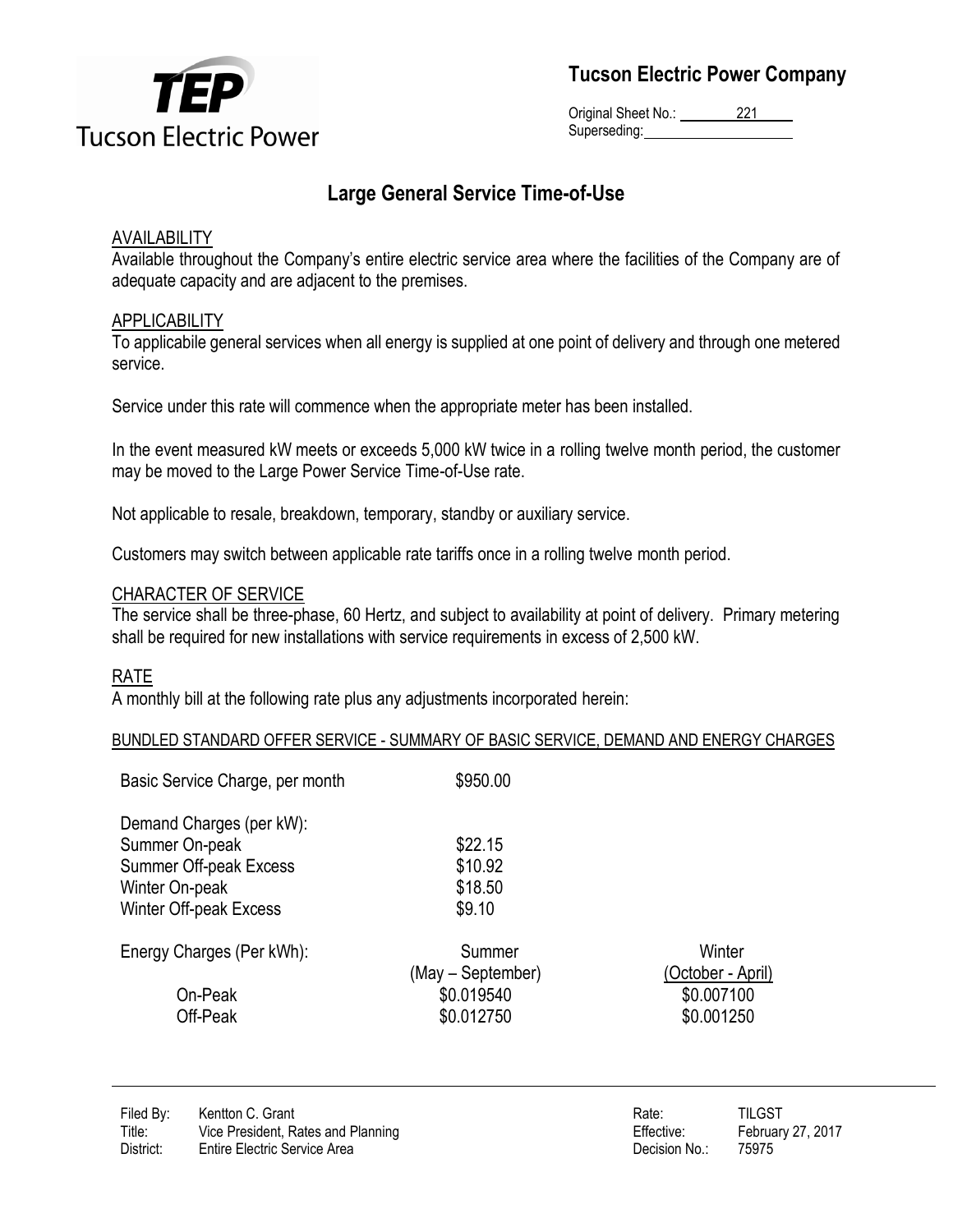# Tucson Electric Power Company

Original Sheet No.: 221
Superseding:

## Large General Service Time-of-Use

### AVAILABILITY

Available throughout the Company's entire electric service area where the facilities of the Company are of adequate capacity and are adjacent to the premises.

### APPLICABILITY

To applicabile general services when all energy is supplied at one point of delivery and through one metered service.

Service under this rate will commence when the appropriate meter has been installed.

In the event measured kW meets or exceeds 5,000 kW twice in a rolling twelve month period, the customer may be moved to the Large Power Service Time-of-Use rate.

Not applicable to resale, breakdown, temporary, standby or auxiliary service.

Customers may switch between applicable rate tariffs once in a rolling twelve month period.

### CHARACTER OF SERVICE

The service shall be three-phase, 60 Hertz, and subject to availability at point of delivery. Primary metering shall be required for new installations with service requirements in excess of 2,500 kW.

### RATE

A monthly bill at the following rate plus any adjustments incorporated herein:

BUNDLED STANDARD OFFER SERVICE - SUMMARY OF BASIC SERVICE, DEMAND AND ENERGY CHARGES

| | | |
|---|---|---|
| Basic Service Charge, per month | $950.00 | |
| Demand Charges (per kW): | | |
| Summer On-peak | $22.15 | |
| Summer Off-peak Excess | $10.92 | |
| Winter On-peak | $18.50 | |
| Winter Off-peak Excess | $9.10 | |
| Energy Charges (Per kWh): | Summer (May – September) | Winter (October - April) |
| On-Peak | $0.019540 | $0.007100 |
| Off-Peak | $0.012750 | $0.001250 |

Filed By: Kentton C. Grant
Title: Vice President, Rates and Planning
District: Entire Electric Service Area

Rate: TILGST
Effective: February 27, 2017
Decision No.: 75975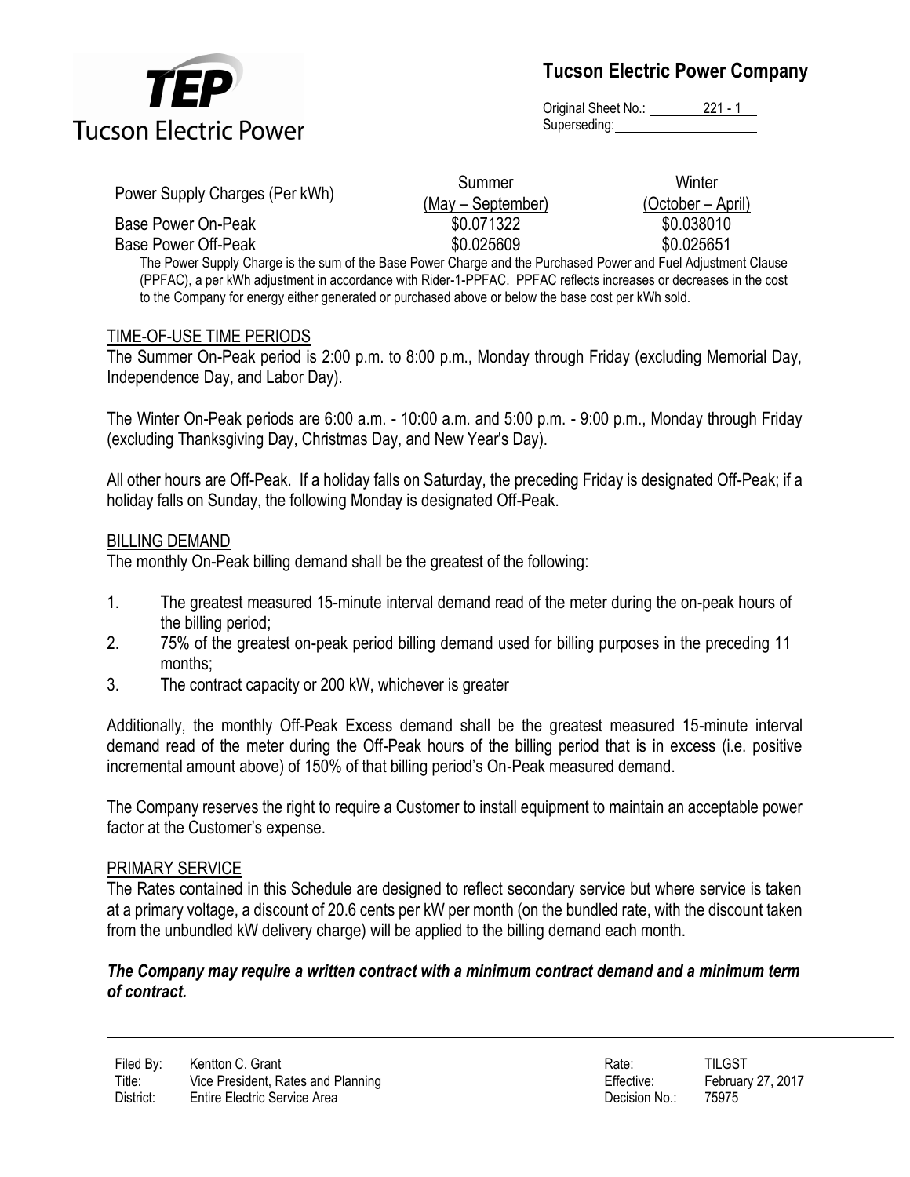| Power Supply Charges (Per kWh) | Summer (May – September) | Winter (October – April) |
| --- | --- | --- |
| Base Power On-Peak | $0.071322 | $0.038010 |
| Base Power Off-Peak | $0.025609 | $0.025651 |

The Power Supply Charge is the sum of the Base Power Charge and the Purchased Power and Fuel Adjustment Clause (PPFAC), a per kWh adjustment in accordance with Rider-1-PPFAC. PPFAC reflects increases or decreases in the cost to the Company for energy either generated or purchased above or below the base cost per kWh sold.

## TIME-OF-USE TIME PERIODS

The Summer On-Peak period is 2:00 p.m. to 8:00 p.m., Monday through Friday (excluding Memorial Day, Independence Day, and Labor Day).

The Winter On-Peak periods are 6:00 a.m. - 10:00 a.m. and 5:00 p.m. - 9:00 p.m., Monday through Friday (excluding Thanksgiving Day, Christmas Day, and New Year's Day).

All other hours are Off-Peak. If a holiday falls on Saturday, the preceding Friday is designated Off-Peak; if a holiday falls on Sunday, the following Monday is designated Off-Peak.

## BILLING DEMAND

The monthly On-Peak billing demand shall be the greatest of the following:

1. The greatest measured 15-minute interval demand read of the meter during the on-peak hours of the billing period;
2. 75% of the greatest on-peak period billing demand used for billing purposes in the preceding 11 months;
3. The contract capacity or 200 kW, whichever is greater

Additionally, the monthly Off-Peak Excess demand shall be the greatest measured 15-minute interval demand read of the meter during the Off-Peak hours of the billing period that is in excess (i.e. positive incremental amount above) of 150% of that billing period's On-Peak measured demand.

The Company reserves the right to require a Customer to install equipment to maintain an acceptable power factor at the Customer's expense.

## PRIMARY SERVICE

The Rates contained in this Schedule are designed to reflect secondary service but where service is taken at a primary voltage, a discount of 20.6 cents per kW per month (on the bundled rate, with the discount taken from the unbundled kW delivery charge) will be applied to the billing demand each month.

***The Company may require a written contract with a minimum contract demand and a minimum term of contract.***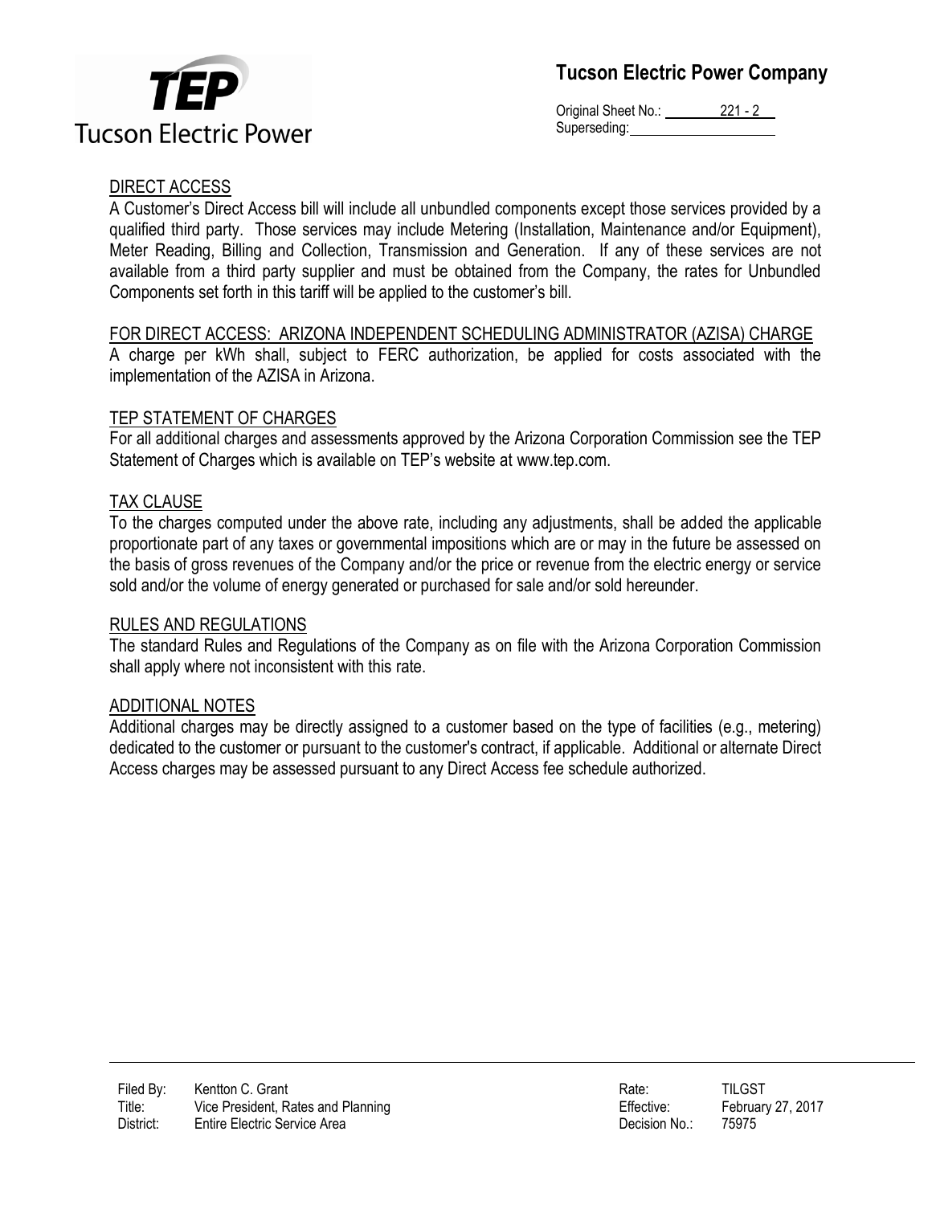## DIRECT ACCESS

A Customer's Direct Access bill will include all unbundled components except those services provided by a qualified third party. Those services may include Metering (Installation, Maintenance and/or Equipment), Meter Reading, Billing and Collection, Transmission and Generation. If any of these services are not available from a third party supplier and must be obtained from the Company, the rates for Unbundled Components set forth in this tariff will be applied to the customer's bill.

## FOR DIRECT ACCESS: ARIZONA INDEPENDENT SCHEDULING ADMINISTRATOR (AZISA) CHARGE

A charge per kWh shall, subject to FERC authorization, be applied for costs associated with the implementation of the AZISA in Arizona.

## TEP STATEMENT OF CHARGES

For all additional charges and assessments approved by the Arizona Corporation Commission see the TEP Statement of Charges which is available on TEP's website at www.tep.com.

## TAX CLAUSE

To the charges computed under the above rate, including any adjustments, shall be added the applicable proportionate part of any taxes or governmental impositions which are or may in the future be assessed on the basis of gross revenues of the Company and/or the price or revenue from the electric energy or service sold and/or the volume of energy generated or purchased for sale and/or sold hereunder.

## RULES AND REGULATIONS

The standard Rules and Regulations of the Company as on file with the Arizona Corporation Commission shall apply where not inconsistent with this rate.

## ADDITIONAL NOTES

Additional charges may be directly assigned to a customer based on the type of facilities (e.g., metering) dedicated to the customer or pursuant to the customer's contract, if applicable. Additional or alternate Direct Access charges may be assessed pursuant to any Direct Access fee schedule authorized.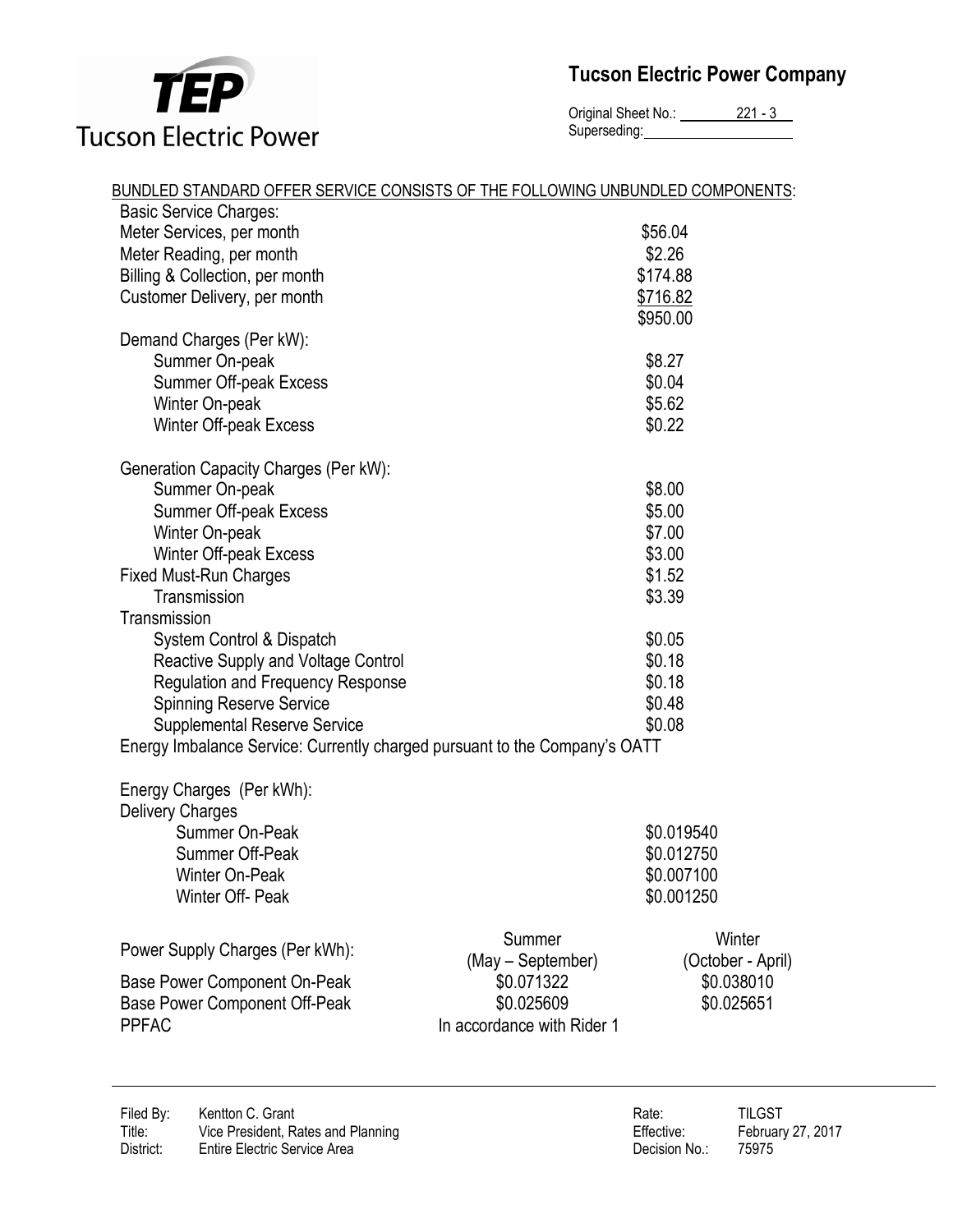**Tucson Electric Power Company**

Original Sheet No.: 221 - 3
Superseding:

BUNDLED STANDARD OFFER SERVICE CONSISTS OF THE FOLLOWING UNBUNDLED COMPONENTS:

| | | |
|---|---|---|
| Basic Service Charges: | | |
| Meter Services, per month | | $56.04 |
| Meter Reading, per month | | $2.26 |
| Billing & Collection, per month | | $174.88 |
| Customer Delivery, per month | | $716.82 |
| | | $950.00 |
| Demand Charges (Per kW): | | |
| Summer On-peak | | $8.27 |
| Summer Off-peak Excess | | $0.04 |
| Winter On-peak | | $5.62 |
| Winter Off-peak Excess | | $0.22 |
| Generation Capacity Charges (Per kW): | | |
| Summer On-peak | | $8.00 |
| Summer Off-peak Excess | | $5.00 |
| Winter On-peak | | $7.00 |
| Winter Off-peak Excess | | $3.00 |
| Fixed Must-Run Charges | | $1.52 |
| Transmission | | $3.39 |
| Transmission | | |
| System Control & Dispatch | | $0.05 |
| Reactive Supply and Voltage Control | | $0.18 |
| Regulation and Frequency Response | | $0.18 |
| Spinning Reserve Service | | $0.48 |
| Supplemental Reserve Service | | $0.08 |
| Energy Imbalance Service: Currently charged pursuant to the Company's OATT | | |
| Energy Charges (Per kWh): | | |
| Delivery Charges | | |
| Summer On-Peak | | $0.019540 |
| Summer Off-Peak | | $0.012750 |
| Winter On-Peak | | $0.007100 |
| Winter Off- Peak | | $0.001250 |

| Power Supply Charges (Per kWh): | Summer (May – September) | Winter (October - April) |
|---|---|---|
| Base Power Component On-Peak | $0.071322 | $0.038010 |
| Base Power Component Off-Peak | $0.025609 | $0.025651 |
| PPFAC | In accordance with Rider 1 | |

| | | | |
|---|---|---|---|
| Filed By: | Kentton C. Grant | Rate: | TILGST |
| Title: | Vice President, Rates and Planning | Effective: | February 27, 2017 |
| District: | Entire Electric Service Area | Decision No.: | 75975 |